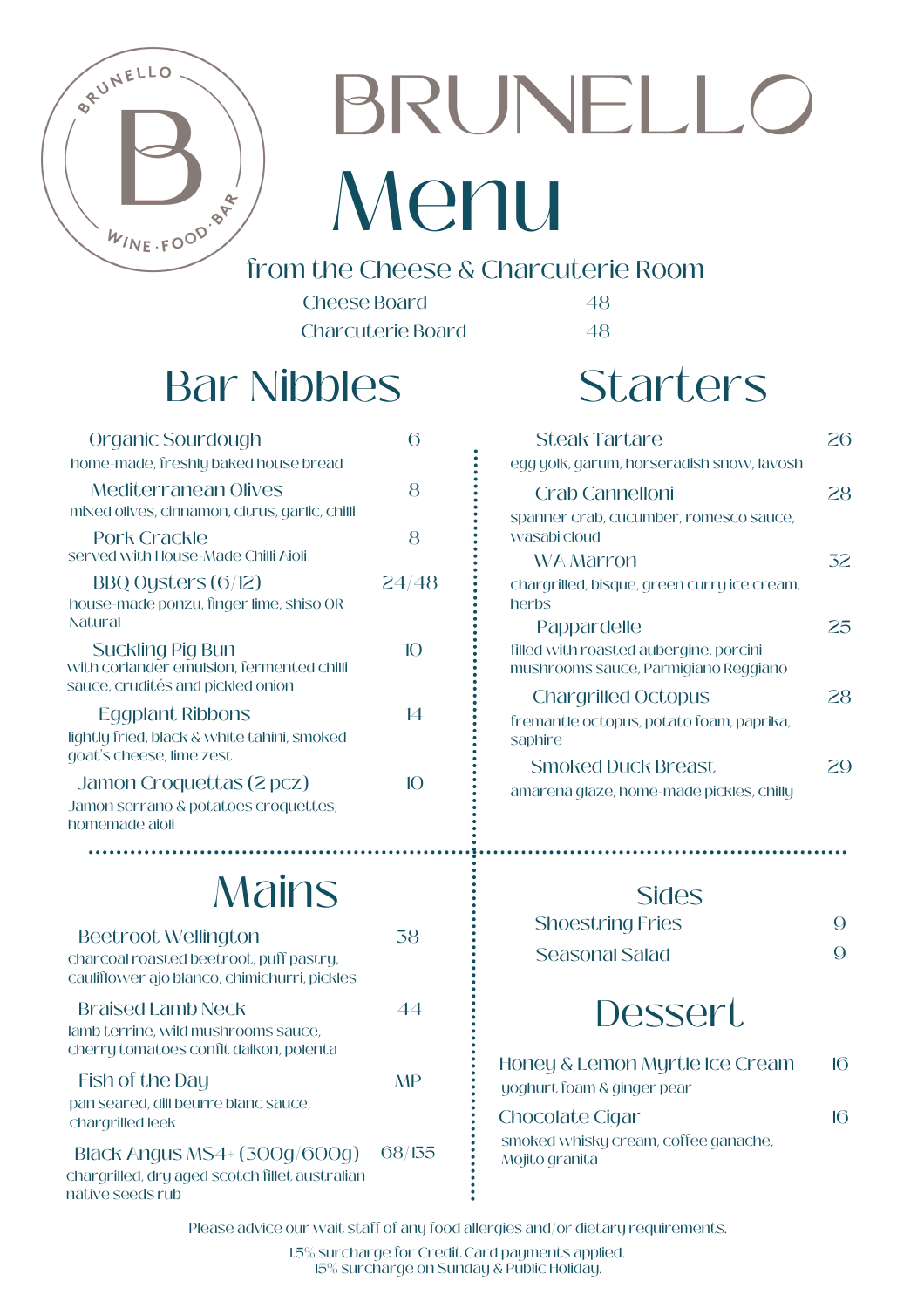# BRUNELLO

# Menu

## from the Cheese & Charcuterie Room

| | |
|---|---|
| Cheese Board | 48 |
| Charcuterie Board | 48 |

## Bar Nibbles

**Organic Sourdough** — 6
home-made, freshly baked house bread

**Mediterranean Olives** — 8
mixed olives, cinnamon, citrus, garlic, chilli

**Pork Crackle** — 8
served with House-Made Chilli Aioli

**BBQ Oysters (6/12)** — 24/48
house-made ponzu, finger lime, shiso OR Natural

**Suckling Pig Bun** — 10
with coriander emulsion, fermented chilli sauce, crudités and pickled onion

**Eggplant Ribbons** — 14
lightly fried, black & white tahini, smoked goat's cheese, lime zest

**Jamon Croquettas (2 pcz)** — 10
Jamon serrano & potatoes croquettes, homemade aioli

## Starters

**Steak Tartare** — 26
egg yolk, garum, horseradish snow, lavosh

**Crab Cannelloni** — 28
spanner crab, cucumber, romesco sauce, wasabi cloud

**WA Marron** — 32
chargrilled, bisque, green curry ice cream, herbs

**Pappardelle** — 25
filled with roasted aubergine, porcini mushrooms sauce, Parmigiano Reggiano

**Chargrilled Octopus** — 28
fremantle octopus, potato foam, paprika, saphire

**Smoked Duck Breast** — 29
amarena glaze, home-made pickles, chilly

## Mains

**Beetroot Wellington** — 38
charcoal roasted beetroot, puff pastry, cauliflower ajo blanco, chimichurri, pickles

**Braised Lamb Neck** — 44
lamb terrine, wild mushrooms sauce, cherry tomatoes confit, daikon, polenta

**Fish of the Day** — MP
pan seared, dill beurre blanc sauce, chargrilled leek

**Black Angus MS4+ (300g/600g)** — 68/135
chargrilled, dry aged scotch fillet, australian native seeds rub

## Sides

| | |
|---|---|
| Shoestring Fries | 9 |
| Seasonal Salad | 9 |

## Dessert

**Honey & Lemon Myrtle Ice Cream** — 16
yoghurt foam & ginger pear

**Chocolate Cigar** — 16
smoked whisky cream, coffee ganache, Mojito granita

Please advice our wait staff of any food allergies and/or dietary requirements.

1.5% surcharge for Credit Card payments applied.
15% surcharge on Sunday & Public Holiday.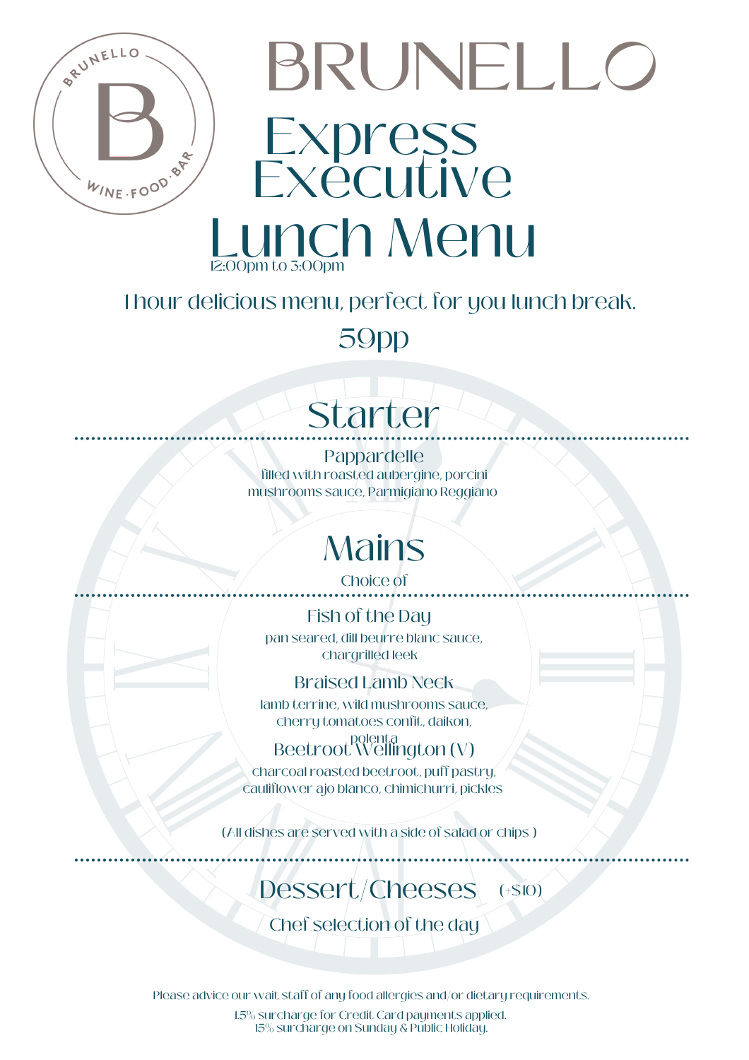# BRUNELLO

BRUNELLO · WINE · FOOD · BAR

# Express Executive Lunch Menu

12:00pm to 3:00pm

1 hour delicious menu, perfect for you lunch break.

59pp

## Starter

**Pappardelle**
filled with roasted aubergine, porcini mushrooms sauce, Parmigiano Reggiano

## Mains

Choice of

**Fish of the Day**
pan seared, dill beurre blanc sauce, chargrilled leek

**Braised Lamb Neck**
lamb terrine, wild mushrooms sauce, cherry tomatoes confit, daikon, polenta

**Beetroot Wellington (V)**
charcoal roasted beetroot, puff pastry, cauliflower ajo blanco, chimichurri, pickles

(All dishes are served with a side of salad or chips )

## Dessert/Cheeses (+$10)

Chef selection of the day

Please advice our wait staff of any food allergies and/or dietary requirements.

1.5% surcharge for Credit Card payments applied.
15% surcharge on Sunday & Public Holiday.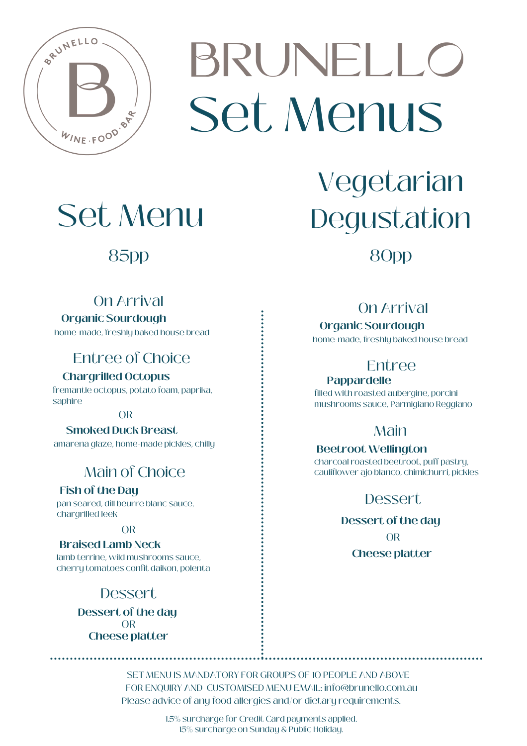BRUNELLO
WINE · FOOD · BAR

# BRUNELLO
# Set Menus

## Set Menu

85pp

### On Arrival

**Organic Sourdough**
home-made, freshly baked house bread

### Entree of Choice

**Chargrilled Octopus**
fremantle octopus, potato foam, paprika, saphire

OR

**Smoked Duck Breast**
amarena glaze, home-made pickles, chilly

### Main of Choice

**Fish of the Day**
pan seared, dill beurre blanc sauce, chargrilled leek

OR

**Braised Lamb Neck**
lamb terrine, wild mushrooms sauce, cherry tomatoes confit, daikon, polenta

### Dessert

**Dessert of the day**
OR
**Cheese platter**

## Vegetarian Degustation

80pp

### On Arrival

**Organic Sourdough**
home-made, freshly baked house bread

### Entree

**Pappardelle**
filled with roasted aubergine, porcini mushrooms sauce, Parmigiano Reggiano

### Main

**Beetroot Wellington**
charcoal roasted beetroot, puff pastry, cauliflower ajo blanco, chimichurri, pickles

### Dessert

**Dessert of the day**
OR
**Cheese platter**

---

SET MENU IS MANDATORY FOR GROUPS OF 10 PEOPLE AND ABOVE
FOR ENQUIRY AND CUSTOMISED MENU EMAIL: info@brunello.com.au
Please advice of any food allergies and/or dietary requirements.

1.5% surcharge for Credit Card payments applied.
15% surcharge on Sunday & Public Holiday.